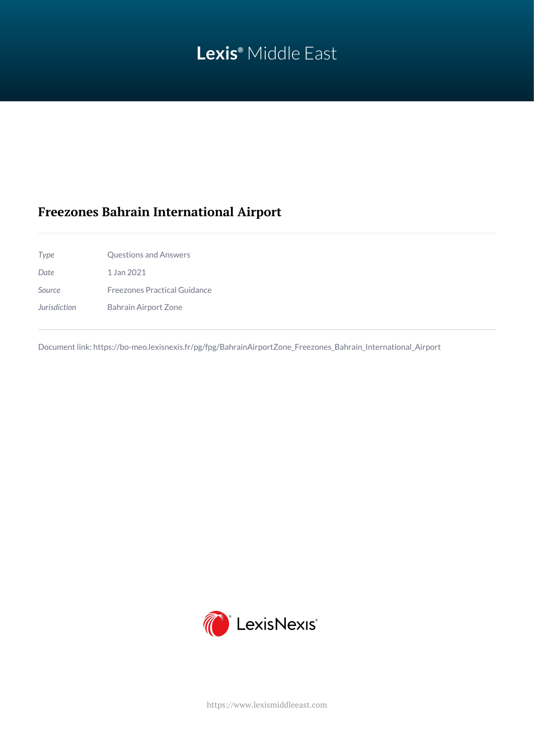Lexis® Middle East

# Freezones Bahrain International Airport

| | |
|---|---|
| *Type* | Questions and Answers |
| *Date* | 1 Jan 2021 |
| *Source* | Freezones Practical Guidance |
| *Jurisdiction* | Bahrain Airport Zone |

Document link: https://bo-meo.lexisnexis.fr/pg/fpg/BahrainAirportZone_Freezones_Bahrain_International_Airport

LexisNexis®

https://www.lexismiddleeast.com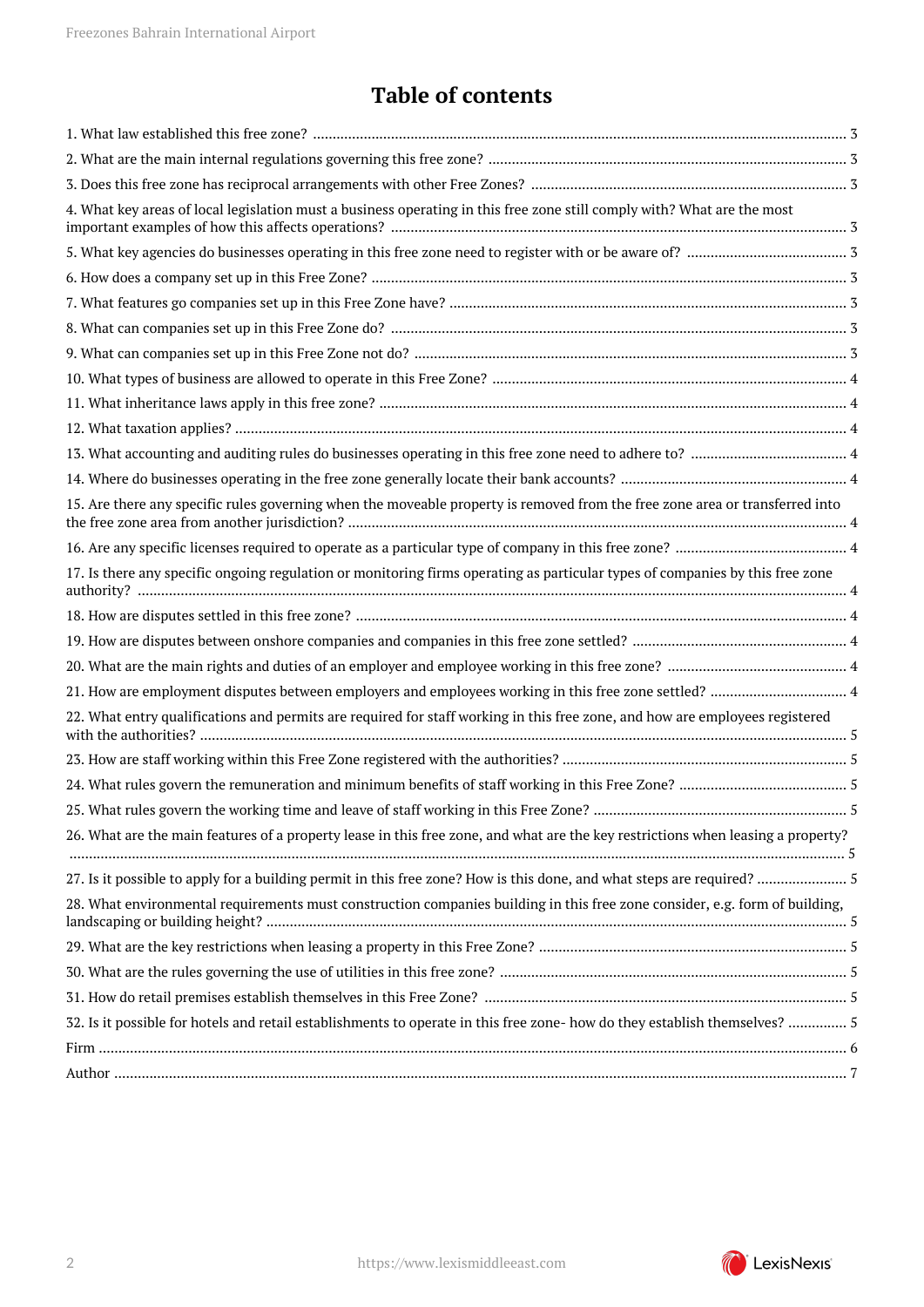# Table of contents

1. What law established this free zone? ..... 3
2. What are the main internal regulations governing this free zone? ..... 3
3. Does this free zone has reciprocal arrangements with other Free Zones? ..... 3
4. What key areas of local legislation must a business operating in this free zone still comply with? What are the most important examples of how this affects operations? ..... 3
5. What key agencies do businesses operating in this free zone need to register with or be aware of? ..... 3
6. How does a company set up in this Free Zone? ..... 3
7. What features go companies set up in this Free Zone have? ..... 3
8. What can companies set up in this Free Zone do? ..... 3
9. What can companies set up in this Free Zone not do? ..... 3
10. What types of business are allowed to operate in this Free Zone? ..... 4
11. What inheritance laws apply in this free zone? ..... 4
12. What taxation applies? ..... 4
13. What accounting and auditing rules do businesses operating in this free zone need to adhere to? ..... 4
14. Where do businesses operating in the free zone generally locate their bank accounts? ..... 4
15. Are there any specific rules governing when the moveable property is removed from the free zone area or transferred into the free zone area from another jurisdiction? ..... 4
16. Are any specific licenses required to operate as a particular type of company in this free zone? ..... 4
17. Is there any specific ongoing regulation or monitoring firms operating as particular types of companies by this free zone authority? ..... 4
18. How are disputes settled in this free zone? ..... 4
19. How are disputes between onshore companies and companies in this free zone settled? ..... 4
20. What are the main rights and duties of an employer and employee working in this free zone? ..... 4
21. How are employment disputes between employers and employees working in this free zone settled? ..... 4
22. What entry qualifications and permits are required for staff working in this free zone, and how are employees registered with the authorities? ..... 5
23. How are staff working within this Free Zone registered with the authorities? ..... 5
24. What rules govern the remuneration and minimum benefits of staff working in this Free Zone? ..... 5
25. What rules govern the working time and leave of staff working in this Free Zone? ..... 5
26. What are the main features of a property lease in this free zone, and what are the key restrictions when leasing a property? ..... 5
27. Is it possible to apply for a building permit in this free zone? How is this done, and what steps are required? ..... 5
28. What environmental requirements must construction companies building in this free zone consider, e.g. form of building, landscaping or building height? ..... 5
29. What are the key restrictions when leasing a property in this Free Zone? ..... 5
30. What are the rules governing the use of utilities in this free zone? ..... 5
31. How do retail premises establish themselves in this Free Zone? ..... 5
32. Is it possible for hotels and retail establishments to operate in this free zone- how do they establish themselves? ..... 5

Firm ..... 6

Author ..... 7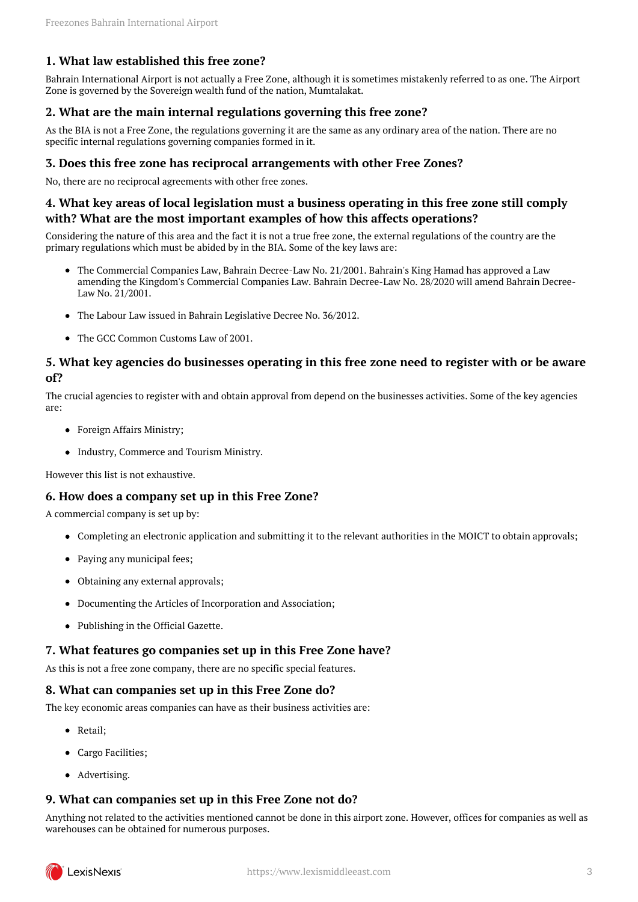## 1. What law established this free zone?

Bahrain International Airport is not actually a Free Zone, although it is sometimes mistakenly referred to as one. The Airport Zone is governed by the Sovereign wealth fund of the nation, Mumtalakat.

## 2. What are the main internal regulations governing this free zone?

As the BIA is not a Free Zone, the regulations governing it are the same as any ordinary area of the nation. There are no specific internal regulations governing companies formed in it.

## 3. Does this free zone has reciprocal arrangements with other Free Zones?

No, there are no reciprocal agreements with other free zones.

## 4. What key areas of local legislation must a business operating in this free zone still comply with? What are the most important examples of how this affects operations?

Considering the nature of this area and the fact it is not a true free zone, the external regulations of the country are the primary regulations which must be abided by in the BIA. Some of the key laws are:

- The Commercial Companies Law, Bahrain Decree-Law No. 21/2001. Bahrain's King Hamad has approved a Law amending the Kingdom's Commercial Companies Law. Bahrain Decree-Law No. 28/2020 will amend Bahrain Decree-Law No. 21/2001.
- The Labour Law issued in Bahrain Legislative Decree No. 36/2012.
- The GCC Common Customs Law of 2001.

## 5. What key agencies do businesses operating in this free zone need to register with or be aware of?

The crucial agencies to register with and obtain approval from depend on the businesses activities. Some of the key agencies are:

- Foreign Affairs Ministry;
- Industry, Commerce and Tourism Ministry.

However this list is not exhaustive.

## 6. How does a company set up in this Free Zone?

A commercial company is set up by:

- Completing an electronic application and submitting it to the relevant authorities in the MOICT to obtain approvals;
- Paying any municipal fees;
- Obtaining any external approvals;
- Documenting the Articles of Incorporation and Association;
- Publishing in the Official Gazette.

## 7. What features go companies set up in this Free Zone have?

As this is not a free zone company, there are no specific special features.

## 8. What can companies set up in this Free Zone do?

The key economic areas companies can have as their business activities are:

- Retail;
- Cargo Facilities;
- Advertising.

## 9. What can companies set up in this Free Zone not do?

Anything not related to the activities mentioned cannot be done in this airport zone. However, offices for companies as well as warehouses can be obtained for numerous purposes.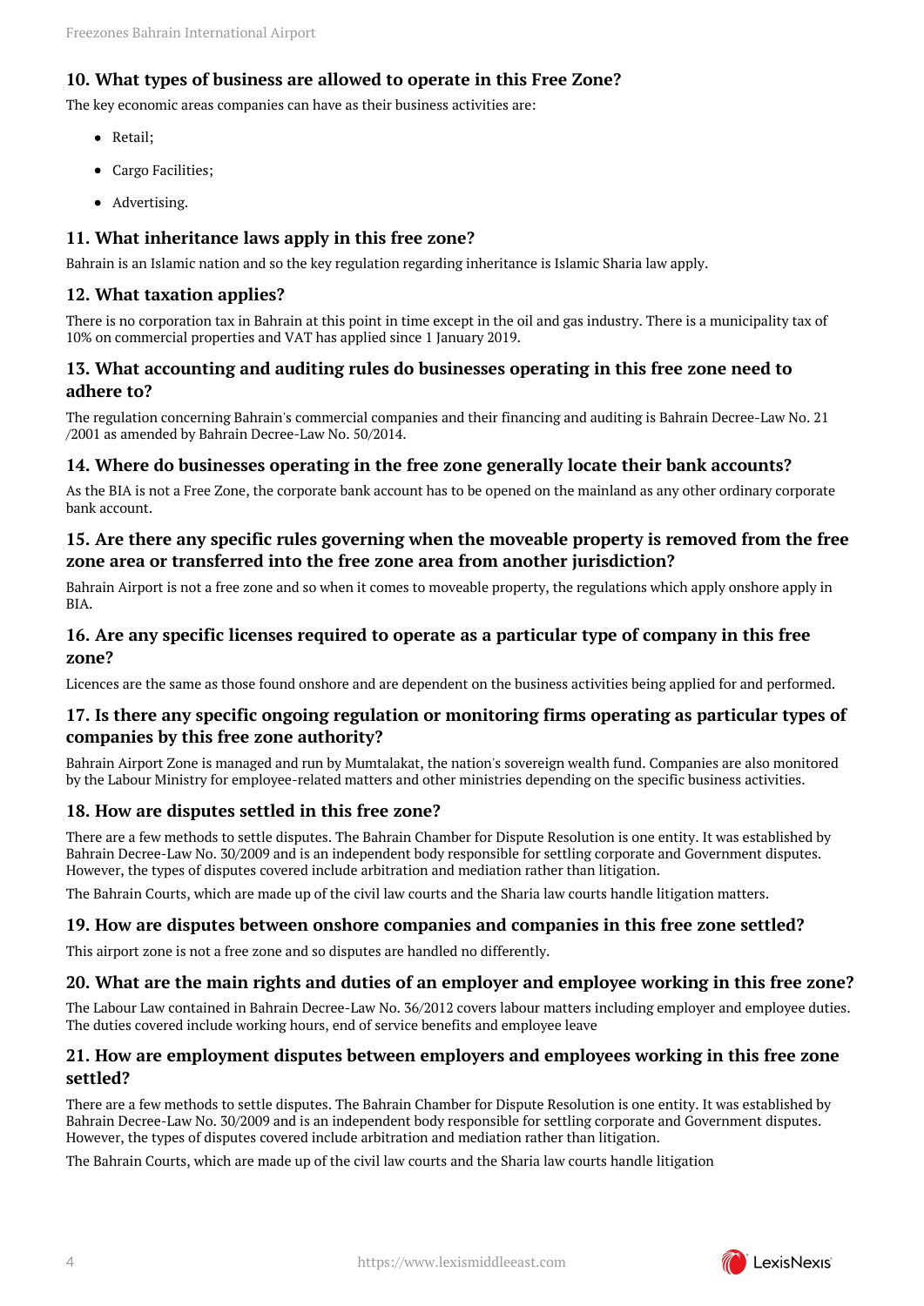### 10. What types of business are allowed to operate in this Free Zone?

The key economic areas companies can have as their business activities are:

- Retail;
- Cargo Facilities;
- Advertising.

### 11. What inheritance laws apply in this free zone?

Bahrain is an Islamic nation and so the key regulation regarding inheritance is Islamic Sharia law apply.

### 12. What taxation applies?

There is no corporation tax in Bahrain at this point in time except in the oil and gas industry. There is a municipality tax of 10% on commercial properties and VAT has applied since 1 January 2019.

### 13. What accounting and auditing rules do businesses operating in this free zone need to adhere to?

The regulation concerning Bahrain's commercial companies and their financing and auditing is Bahrain Decree-Law No. 21 /2001 as amended by Bahrain Decree-Law No. 50/2014.

### 14. Where do businesses operating in the free zone generally locate their bank accounts?

As the BIA is not a Free Zone, the corporate bank account has to be opened on the mainland as any other ordinary corporate bank account.

### 15. Are there any specific rules governing when the moveable property is removed from the free zone area or transferred into the free zone area from another jurisdiction?

Bahrain Airport is not a free zone and so when it comes to moveable property, the regulations which apply onshore apply in BIA.

### 16. Are any specific licenses required to operate as a particular type of company in this free zone?

Licences are the same as those found onshore and are dependent on the business activities being applied for and performed.

### 17. Is there any specific ongoing regulation or monitoring firms operating as particular types of companies by this free zone authority?

Bahrain Airport Zone is managed and run by Mumtalakat, the nation's sovereign wealth fund. Companies are also monitored by the Labour Ministry for employee-related matters and other ministries depending on the specific business activities.

### 18. How are disputes settled in this free zone?

There are a few methods to settle disputes. The Bahrain Chamber for Dispute Resolution is one entity. It was established by Bahrain Decree-Law No. 30/2009 and is an independent body responsible for settling corporate and Government disputes. However, the types of disputes covered include arbitration and mediation rather than litigation.

The Bahrain Courts, which are made up of the civil law courts and the Sharia law courts handle litigation matters.

### 19. How are disputes between onshore companies and companies in this free zone settled?

This airport zone is not a free zone and so disputes are handled no differently.

### 20. What are the main rights and duties of an employer and employee working in this free zone?

The Labour Law contained in Bahrain Decree-Law No. 36/2012 covers labour matters including employer and employee duties. The duties covered include working hours, end of service benefits and employee leave

### 21. How are employment disputes between employers and employees working in this free zone settled?

There are a few methods to settle disputes. The Bahrain Chamber for Dispute Resolution is one entity. It was established by Bahrain Decree-Law No. 30/2009 and is an independent body responsible for settling corporate and Government disputes. However, the types of disputes covered include arbitration and mediation rather than litigation.

The Bahrain Courts, which are made up of the civil law courts and the Sharia law courts handle litigation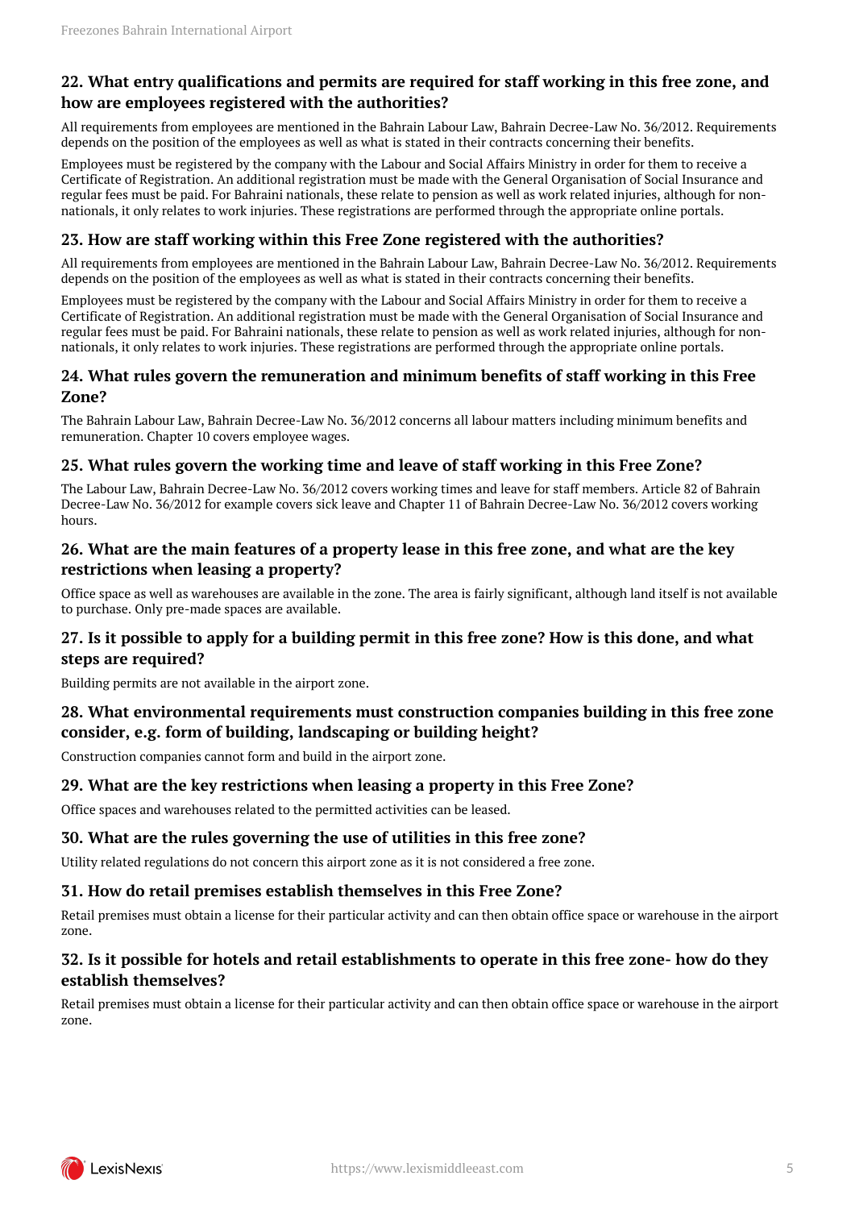## 22. What entry qualifications and permits are required for staff working in this free zone, and how are employees registered with the authorities?

All requirements from employees are mentioned in the Bahrain Labour Law, Bahrain Decree-Law No. 36/2012. Requirements depends on the position of the employees as well as what is stated in their contracts concerning their benefits.

Employees must be registered by the company with the Labour and Social Affairs Ministry in order for them to receive a Certificate of Registration. An additional registration must be made with the General Organisation of Social Insurance and regular fees must be paid. For Bahraini nationals, these relate to pension as well as work related injuries, although for non-nationals, it only relates to work injuries. These registrations are performed through the appropriate online portals.

## 23. How are staff working within this Free Zone registered with the authorities?

All requirements from employees are mentioned in the Bahrain Labour Law, Bahrain Decree-Law No. 36/2012. Requirements depends on the position of the employees as well as what is stated in their contracts concerning their benefits.

Employees must be registered by the company with the Labour and Social Affairs Ministry in order for them to receive a Certificate of Registration. An additional registration must be made with the General Organisation of Social Insurance and regular fees must be paid. For Bahraini nationals, these relate to pension as well as work related injuries, although for non-nationals, it only relates to work injuries. These registrations are performed through the appropriate online portals.

## 24. What rules govern the remuneration and minimum benefits of staff working in this Free Zone?

The Bahrain Labour Law, Bahrain Decree-Law No. 36/2012 concerns all labour matters including minimum benefits and remuneration. Chapter 10 covers employee wages.

## 25. What rules govern the working time and leave of staff working in this Free Zone?

The Labour Law, Bahrain Decree-Law No. 36/2012 covers working times and leave for staff members. Article 82 of Bahrain Decree-Law No. 36/2012 for example covers sick leave and Chapter 11 of Bahrain Decree-Law No. 36/2012 covers working hours.

## 26. What are the main features of a property lease in this free zone, and what are the key restrictions when leasing a property?

Office space as well as warehouses are available in the zone. The area is fairly significant, although land itself is not available to purchase. Only pre-made spaces are available.

## 27. Is it possible to apply for a building permit in this free zone? How is this done, and what steps are required?

Building permits are not available in the airport zone.

## 28. What environmental requirements must construction companies building in this free zone consider, e.g. form of building, landscaping or building height?

Construction companies cannot form and build in the airport zone.

## 29. What are the key restrictions when leasing a property in this Free Zone?

Office spaces and warehouses related to the permitted activities can be leased.

## 30. What are the rules governing the use of utilities in this free zone?

Utility related regulations do not concern this airport zone as it is not considered a free zone.

## 31. How do retail premises establish themselves in this Free Zone?

Retail premises must obtain a license for their particular activity and can then obtain office space or warehouse in the airport zone.

## 32. Is it possible for hotels and retail establishments to operate in this free zone- how do they establish themselves?

Retail premises must obtain a license for their particular activity and can then obtain office space or warehouse in the airport zone.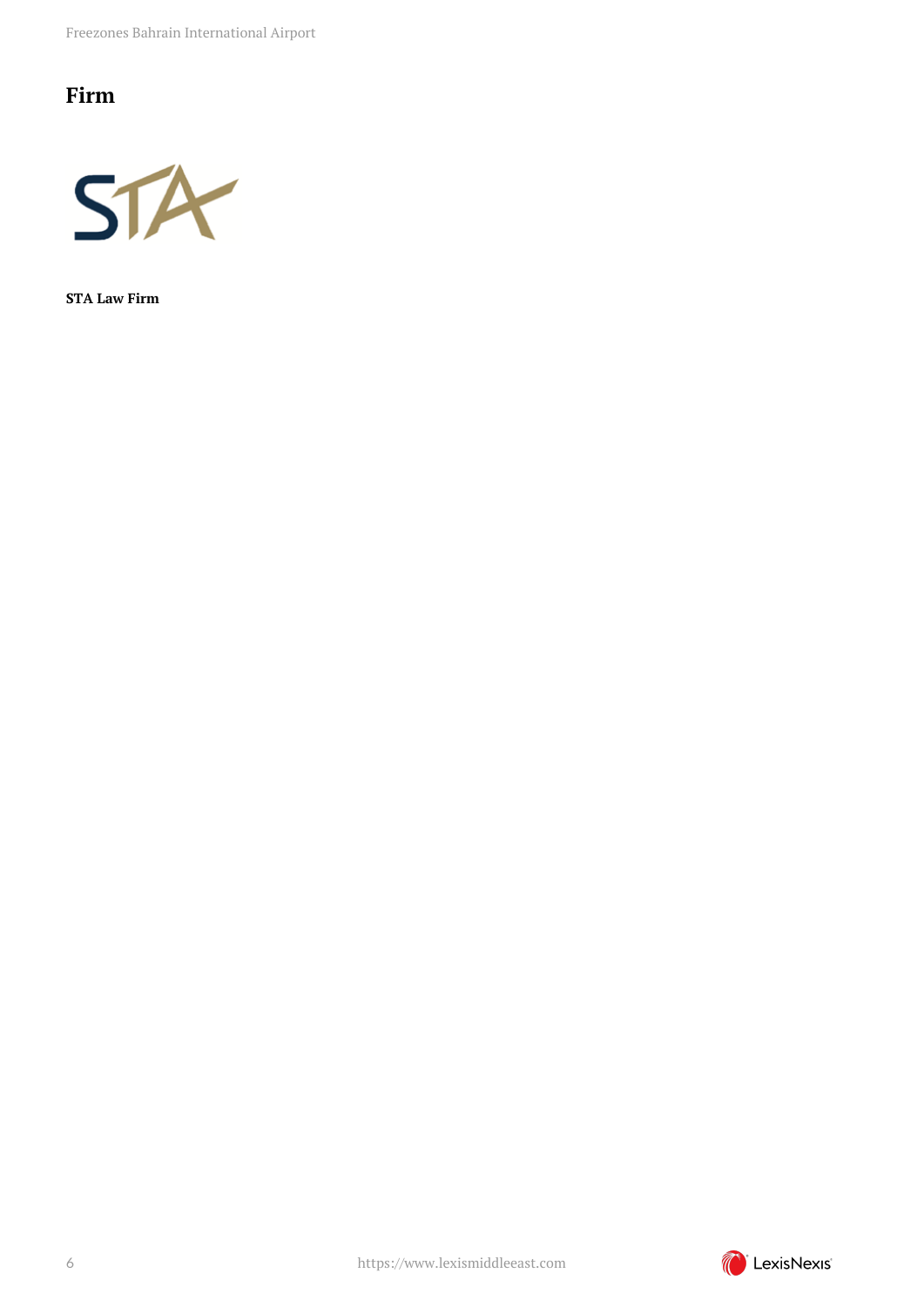## Firm

**STA Law Firm**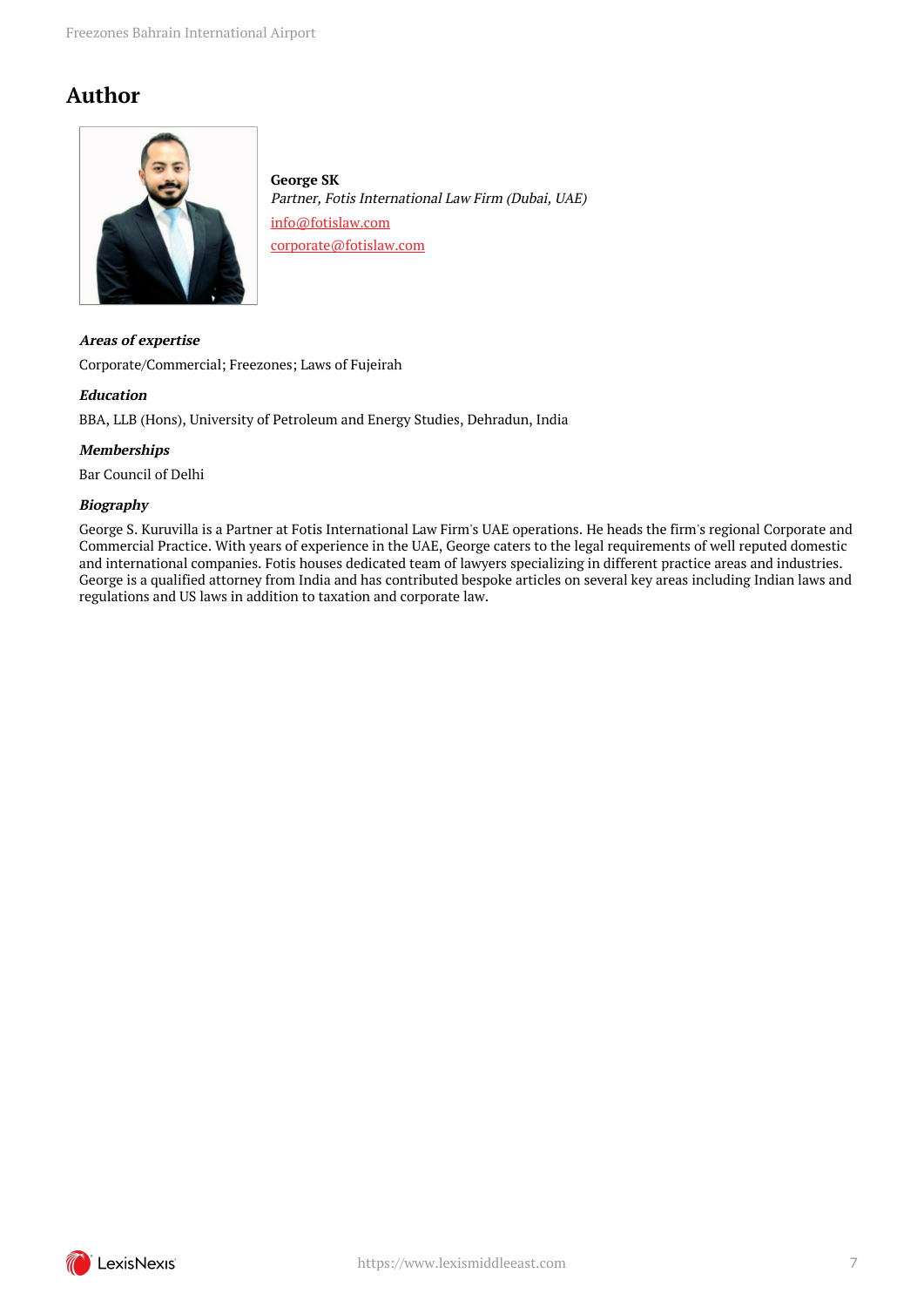# Author

**George SK**
*Partner, Fotis International Law Firm (Dubai, UAE)*
info@fotislaw.com
corporate@fotislaw.com

***Areas of expertise***

Corporate/Commercial; Freezones; Laws of Fujeirah

***Education***

BBA, LLB (Hons), University of Petroleum and Energy Studies, Dehradun, India

***Memberships***

Bar Council of Delhi

***Biography***

George S. Kuruvilla is a Partner at Fotis International Law Firm's UAE operations. He heads the firm's regional Corporate and Commercial Practice. With years of experience in the UAE, George caters to the legal requirements of well reputed domestic and international companies. Fotis houses dedicated team of lawyers specializing in different practice areas and industries. George is a qualified attorney from India and has contributed bespoke articles on several key areas including Indian laws and regulations and US laws in addition to taxation and corporate law.